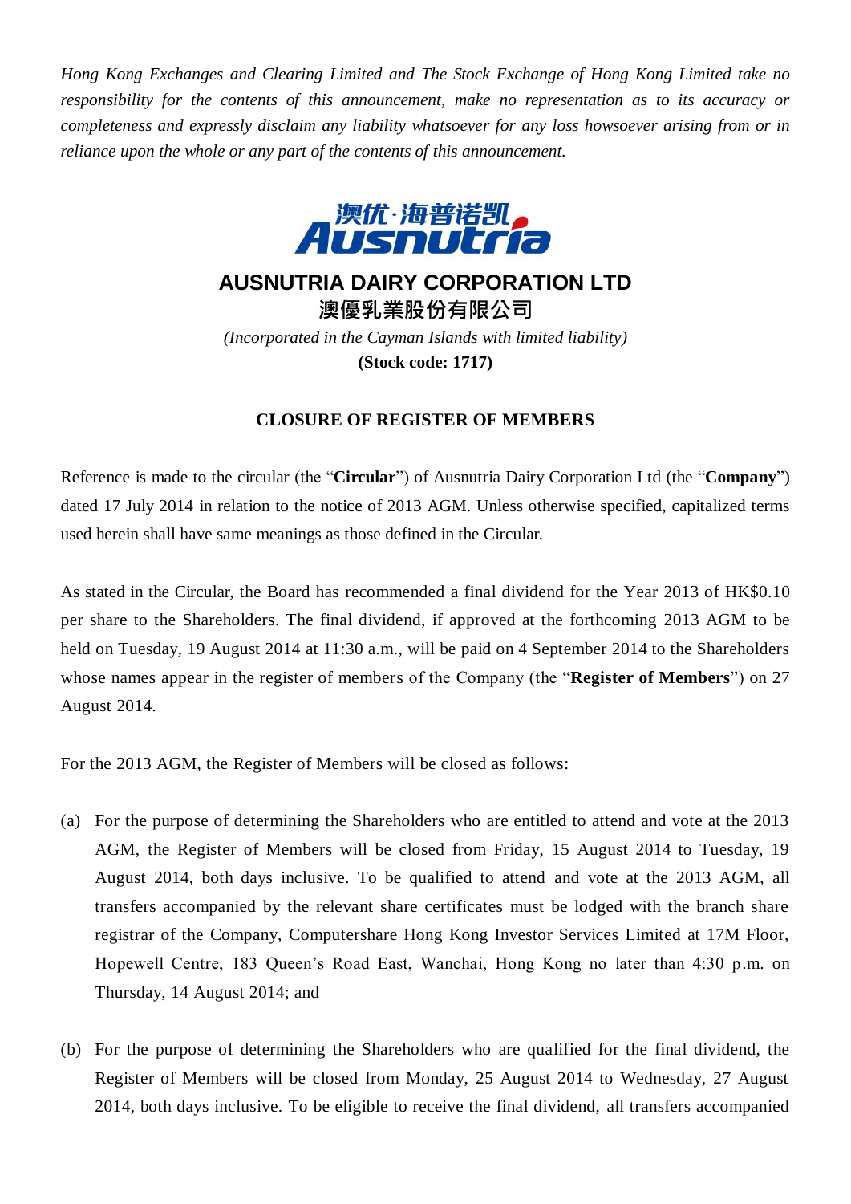*Hong Kong Exchanges and Clearing Limited and The Stock Exchange of Hong Kong Limited take no responsibility for the contents of this announcement, make no representation as to its accuracy or completeness and expressly disclaim any liability whatsoever for any loss howsoever arising from or in reliance upon the whole or any part of the contents of this announcement.*

# AUSNUTRIA DAIRY CORPORATION LTD
# 澳優乳業股份有限公司

*(Incorporated in the Cayman Islands with limited liability)*

**(Stock code: 1717)**

## CLOSURE OF REGISTER OF MEMBERS

Reference is made to the circular (the "**Circular**") of Ausnutria Dairy Corporation Ltd (the "**Company**") dated 17 July 2014 in relation to the notice of 2013 AGM. Unless otherwise specified, capitalized terms used herein shall have same meanings as those defined in the Circular.

As stated in the Circular, the Board has recommended a final dividend for the Year 2013 of HK$0.10 per share to the Shareholders. The final dividend, if approved at the forthcoming 2013 AGM to be held on Tuesday, 19 August 2014 at 11:30 a.m., will be paid on 4 September 2014 to the Shareholders whose names appear in the register of members of the Company (the "**Register of Members**") on 27 August 2014.

For the 2013 AGM, the Register of Members will be closed as follows:

(a) For the purpose of determining the Shareholders who are entitled to attend and vote at the 2013 AGM, the Register of Members will be closed from Friday, 15 August 2014 to Tuesday, 19 August 2014, both days inclusive. To be qualified to attend and vote at the 2013 AGM, all transfers accompanied by the relevant share certificates must be lodged with the branch share registrar of the Company, Computershare Hong Kong Investor Services Limited at 17M Floor, Hopewell Centre, 183 Queen's Road East, Wanchai, Hong Kong no later than 4:30 p.m. on Thursday, 14 August 2014; and

(b) For the purpose of determining the Shareholders who are qualified for the final dividend, the Register of Members will be closed from Monday, 25 August 2014 to Wednesday, 27 August 2014, both days inclusive. To be eligible to receive the final dividend, all transfers accompanied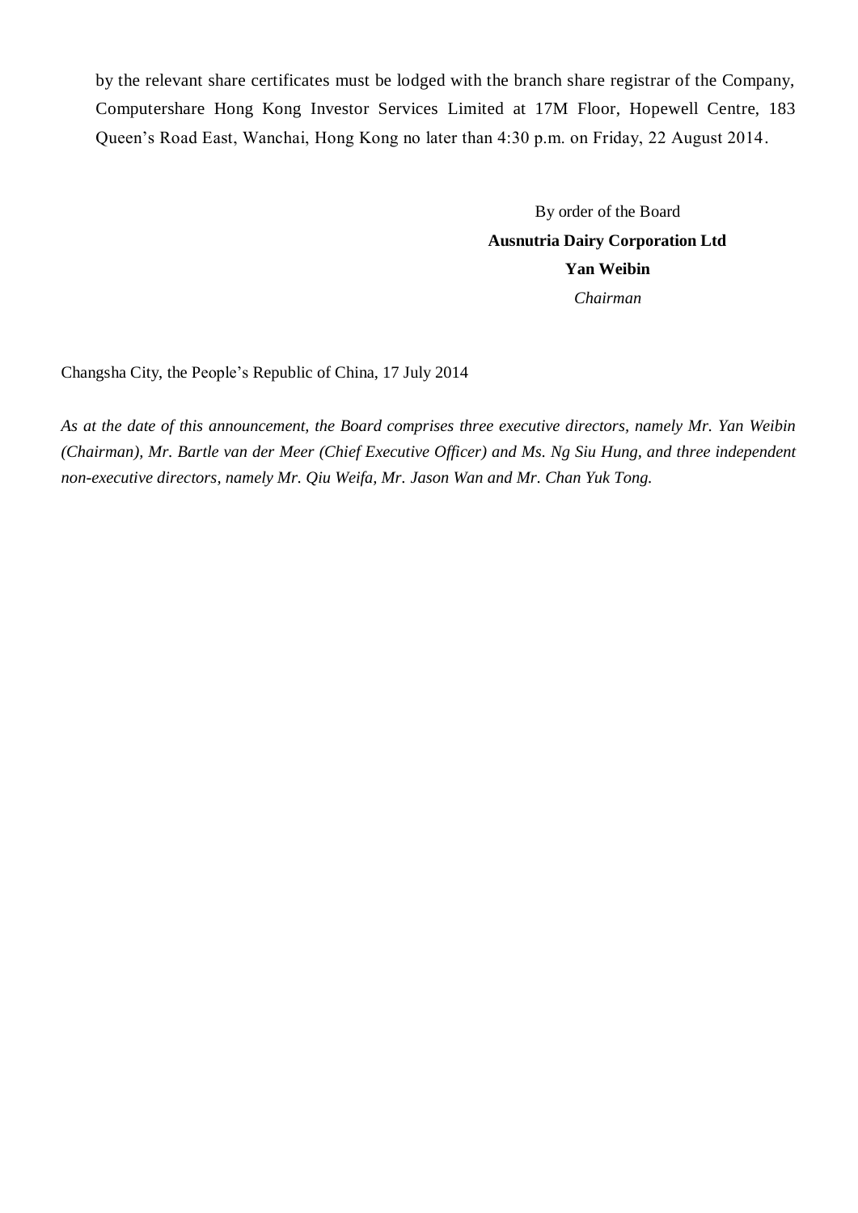by the relevant share certificates must be lodged with the branch share registrar of the Company, Computershare Hong Kong Investor Services Limited at 17M Floor, Hopewell Centre, 183 Queen's Road East, Wanchai, Hong Kong no later than 4:30 p.m. on Friday, 22 August 2014.

By order of the Board
**Ausnutria Dairy Corporation Ltd**
**Yan Weibin**
*Chairman*

Changsha City, the People's Republic of China, 17 July 2014

*As at the date of this announcement, the Board comprises three executive directors, namely Mr. Yan Weibin (Chairman), Mr. Bartle van der Meer (Chief Executive Officer) and Ms. Ng Siu Hung, and three independent non-executive directors, namely Mr. Qiu Weifa, Mr. Jason Wan and Mr. Chan Yuk Tong.*